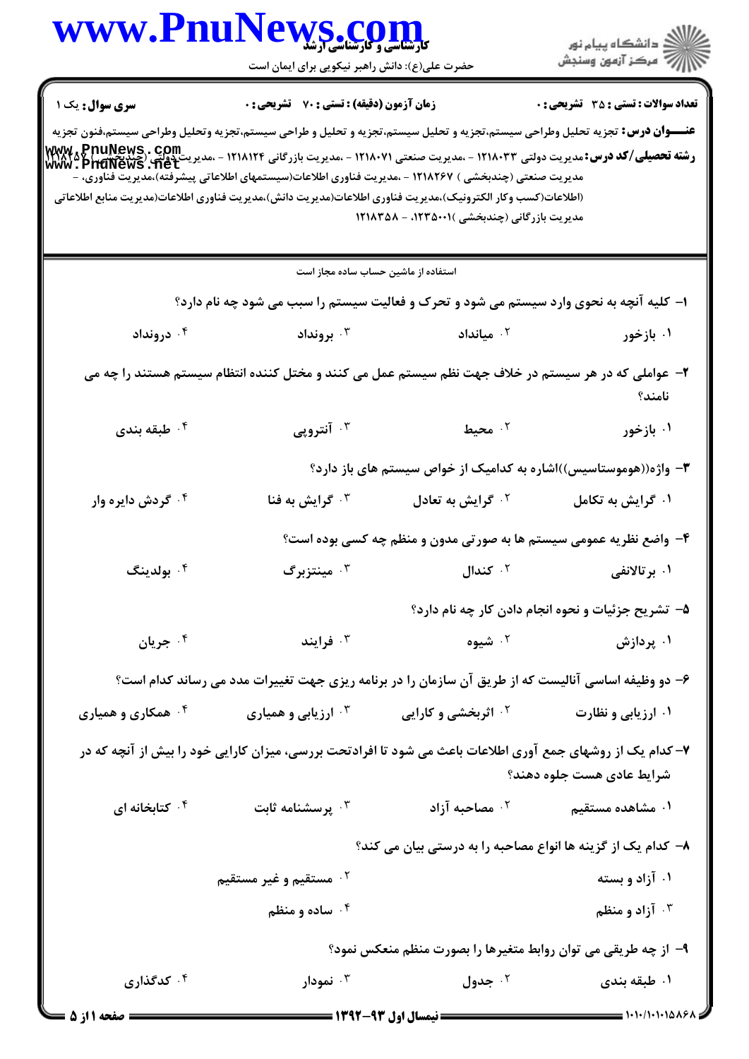کارشناسی و کارشناسی ارشد

حضرت علی(ع): دانش راهبر نیکویی برای ایمان است

دانشگاه پیام نور
مرکز آزمون وسنجش

**سری سوال:** یک ۱ | **زمان آزمون (دقیقه) : تستی : ۷۰ تشریحی : ۰** | **تعداد سوالات : تستی : ۳۵ تشریحی : ۰**

**عنـــوان درس:** تجزیه تحلیل وطراحی سیستم،تجزیه و تحلیل سیستم،تجزیه و تحلیل و طراحی سیستم،تجزیه وتحلیل وطراحی سیستم،فنون تجزیه

**رشته تحصیلی/کد درس:** مدیریت دولتی ۱۲۱۸۰۳۳ - ،مدیریت صنعتی ۱۲۱۸۰۷۱ - ،مدیریت بازرگانی ۱۲۱۸۱۲۴ - ،مدیریت دولتی (چندبخشی) ۱۲۱۸۲۵۷ - ،مدیریت صنعتی (چندبخشی ) ۱۲۱۸۲۶۷ - ،مدیریت فناوری اطلاعات(سیستمهای اطلاعاتی پیشرفته)،مدیریت فناوری، - (اطلاعات(کسب وکار الکترونیک)،مدیریت فناوری اطلاعات(مدیریت دانش)،مدیریت فناوری اطلاعات(مدیریت منابع اطلاعاتی مدیریت بازرگانی (چندبخشی )۱۲۳۵۰۰۱، - ۱۲۱۸۳۵۸

استفاده از ماشین حساب ساده مجاز است

۱- کلیه آنچه به نحوی وارد سیستم می شود و تحرک و فعالیت سیستم را سبب می شود چه نام دارد؟

۱. بازخور
۲. میانداد
۳. برونداد
۴. درونداد

۲- عواملی که در هر سیستم در خلاف جهت نظم سیستم عمل می کنند و مختل کننده انتظام سیستم هستند را چه می نامند؟

۱. بازخور
۲. محیط
۳. آنتروپی
۴. طبقه بندی

۳- واژه((هوموستاسیس))اشاره به کدامیک از خواص سیستم های باز دارد؟

۱. گرایش به تکامل
۲. گرایش به تعادل
۳. گرایش به فنا
۴. گردش دایره وار

۴- واضع نظریه عمومی سیستم ها به صورتی مدون و منظم چه کسی بوده است؟

۱. برتالانفی
۲. کندال
۳. مینتزبرگ
۴. بولدینگ

۵- تشریح جزئیات و نحوه انجام دادن کار چه نام دارد؟

۱. پردازش
۲. شیوه
۳. فرایند
۴. جریان

۶- دو وظیفه اساسی آنالیست که از طریق آن سازمان را در برنامه ریزی جهت تغییرات مدد می رساند کدام است؟

۱. ارزیابی و نظارت
۲. اثربخشی و کارایی
۳. ارزیابی و همیاری
۴. همکاری و همیاری

۷- کدام یک از روشهای جمع آوری اطلاعات باعث می شود تا افرادتحت بررسی، میزان کارایی خود را بیش از آنچه که در شرایط عادی هست جلوه دهند؟

۱. مشاهده مستقیم
۲. مصاحبه آزاد
۳. پرسشنامه ثابت
۴. کتابخانه ای

۸- کدام یک از گزینه ها انواع مصاحبه را به درستی بیان می کند؟

۱. آزاد و بسته
۲. مستقیم و غیر مستقیم
۳. آزاد و منظم
۴. ساده و منظم

۹- از چه طریقی می توان روابط متغیرها را بصورت منظم منعکس نمود؟

۱. طبقه بندی
۲. جدول
۳. نمودار
۴. کدگذاری

نیمسال اول ۹۳-۱۳۹۲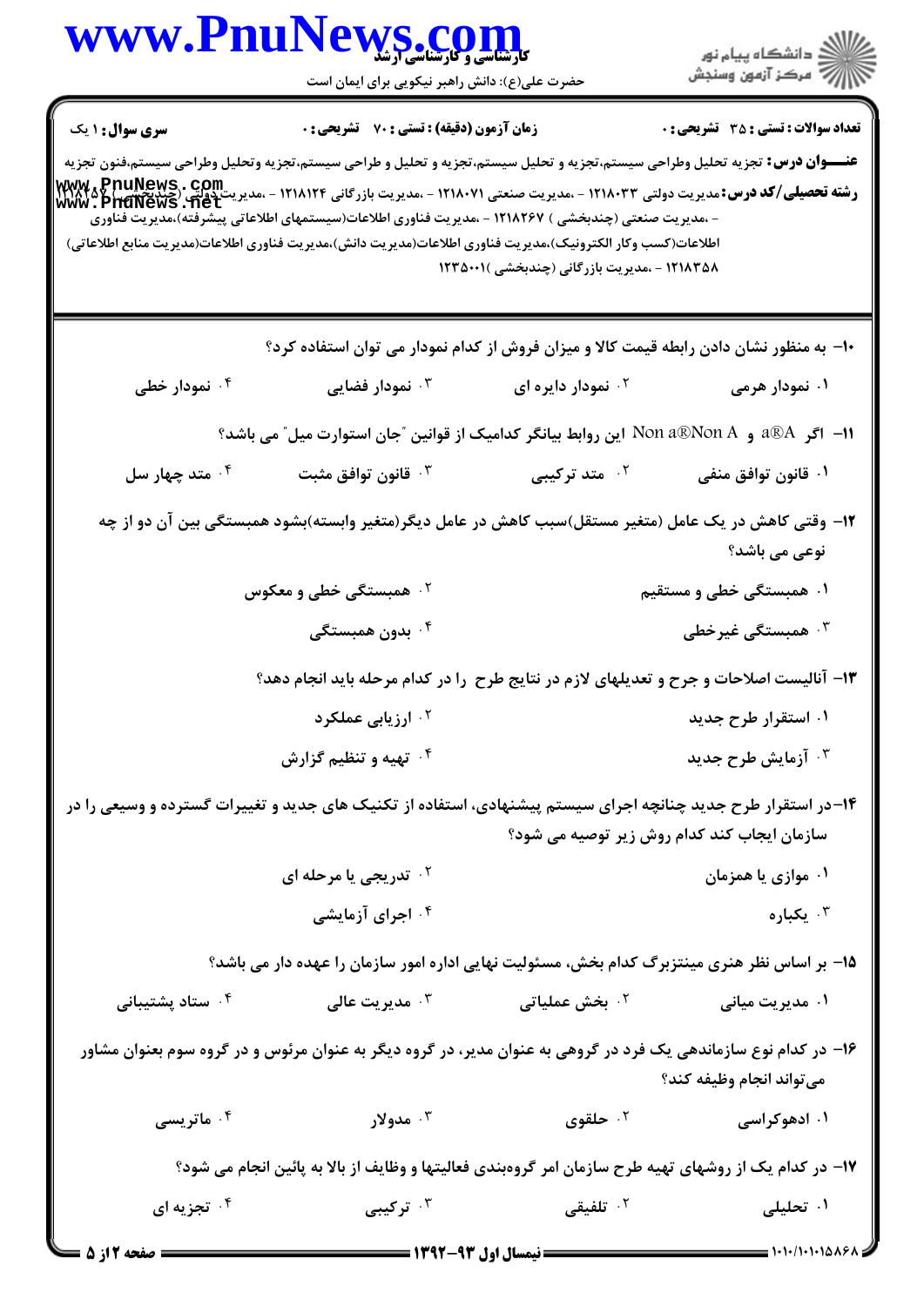**سری سوال:** ۱ یک　　**زمان آزمون (دقیقه) : تستی : ۷۰ تشریحی : ۰**　　**تعداد سوالات : تستی : ۳۵ تشریحی : ۰**

**عنـــوان درس:** تجزیه تحلیل وطراحی سیستم،تجزیه و تحلیل سیستم،تجزیه و تحلیل و طراحی سیستم،تجزیه وتحلیل وطراحی سیستم،فنون تجزیه

**رشته تحصیلی/کد درس:** مدیریت دولتی ۱۲۱۸۰۳۳ - ،مدیریت صنعتی ۱۲۱۸۰۷۱ - ،مدیریت بازرگانی ۱۲۱۸۱۲۴ - ،مدیریت دولتی (چندبخشی ) ۱۲۱۸۲۵۷ - ،مدیریت صنعتی (چندبخشی ) ۱۲۱۸۲۶۷ - ،مدیریت فناوری اطلاعات(سیستمهای اطلاعاتی پیشرفته)،مدیریت فناوری اطلاعات(کسب وکار الکترونیک)،مدیریت فناوری اطلاعات(مدیریت دانش)،مدیریت فناوری اطلاعات(مدیریت منابع اطلاعاتی) ۱۲۱۸۳۵۸ - ،مدیریت بازرگانی (چندبخشی )۱۲۳۵۰۰۱

۱۰- به منظور نشان دادن رابطه قیمت کالا و میزان فروش از کدام نمودار می توان استفاده کرد؟

۱. نمودار هرمی　۲. نمودار دایره ای　۳. نمودار فضایی　۴. نمودار خطی

۱۱- اگر a®A و Non a®Non A این روابط بیانگر کدامیک از قوانین "جان استوارت میل" می باشد؟

۱. قانون توافق منفی　۲. متد ترکیبی　۳. قانون توافق مثبت　۴. متد چهار سل

۱۲- وقتی کاهش در یک عامل (متغیر مستقل)سبب کاهش در عامل دیگر(متغیر وابسته)بشود همبستگی بین آن دو از چه نوعی می باشد؟

۱. همبستگی خطی و مستقیم　۲. همبستگی خطی و معکوس　۳. همبستگی غیرخطی　۴. بدون همبستگی

۱۳- آنالیست اصلاحات و جرح و تعدیلهای لازم در نتایج طرح را در کدام مرحله باید انجام دهد؟

۱. استقرار طرح جدید　۲. ارزیابی عملکرد　۳. آزمایش طرح جدید　۴. تهیه و تنظیم گزارش

۱۴- در استقرار طرح جدید چنانچه اجرای سیستم پیشنهادی، استفاده از تکنیک های جدید و تغییرات گسترده و وسیعی را در سازمان ایجاب کند کدام روش زیر توصیه می شود؟

۱. موازی یا همزمان　۲. تدریجی یا مرحله ای　۳. یکباره　۴. اجرای آزمایشی

۱۵- بر اساس نظر هنری مینتزبرگ کدام بخش، مسئولیت نهایی اداره امور سازمان را عهده دار می باشد؟

۱. مدیریت میانی　۲. بخش عملیاتی　۳. مدیریت عالی　۴. ستاد پشتیبانی

۱۶- در کدام نوع سازماندهی یک فرد در گروهی به عنوان مدیر، در گروه دیگر به عنوان مرئوس و در گروه سوم بعنوان مشاور می‌تواند انجام وظیفه کند؟

۱. ادهوکراسی　۲. حلقوی　۳. مدولار　۴. ماتریسی

۱۷- در کدام یک از روشهای تهیه طرح سازمان امر گروهبندی فعالیتها و وظایف از بالا به پائین انجام می شود؟

۱. تحلیلی　۲. تلفیقی　۳. ترکیبی　۴. تجزیه ای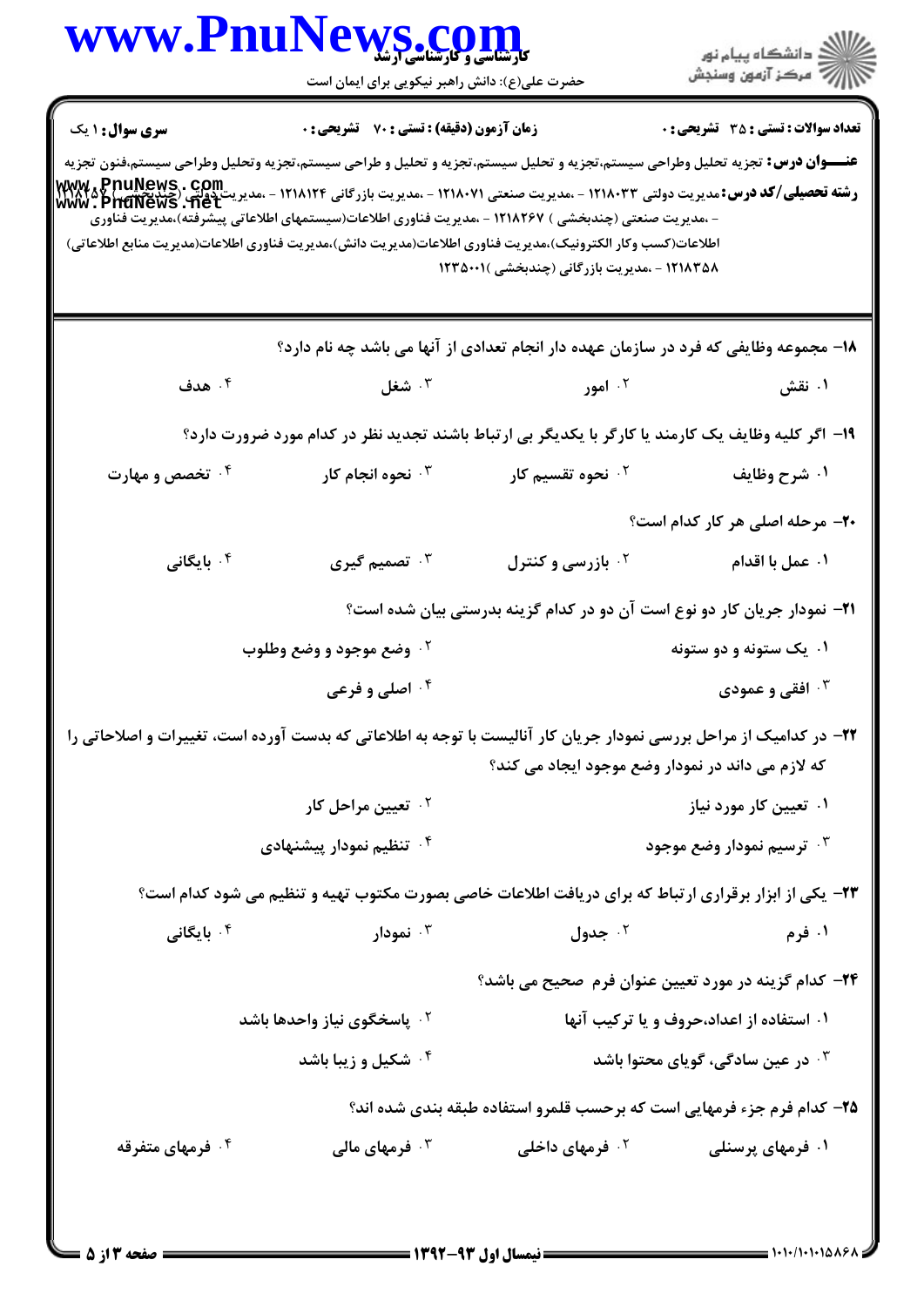**سری سوال:** ۱ یک | **زمان آزمون (دقیقه) : تستی : ۷۰ تشریحی : ۰** | **تعداد سوالات : تستی : ۳۵ تشریحی : ۰**

**عنـــوان درس:** تجزیه تحلیل وطراحی سیستم،تجزیه و تحلیل سیستم،تجزیه و تحلیل و طراحی سیستم،تجزیه وتحلیل وطراحی سیستم،فنون تجزیه

**رشته تحصیلی/کد درس:** مدیریت دولتی ۱۲۱۸۰۳۳ - ،مدیریت صنعتی ۱۲۱۸۰۷۱ - ،مدیریت بازرگانی ۱۲۱۸۱۲۴ - ،مدیریت دولتی (چندبخشی ) ۱۲۱۸۲۵۷ - ،مدیریت صنعتی (چندبخشی ) ۱۲۱۸۲۶۷ - ،مدیریت فناوری اطلاعات(سیستمهای اطلاعاتی پیشرفته)،مدیریت فناوری اطلاعات(کسب وکار الکترونیک)،مدیریت فناوری اطلاعات(مدیریت دانش)،مدیریت فناوری اطلاعات(مدیریت منابع اطلاعاتی) ۱۲۱۸۳۵۸ - ،مدیریت بازرگانی (چندبخشی )۱۲۳۵۰۰۱

**۱۸- مجموعه وظایفی که فرد در سازمان عهده دار انجام تعدادی از آنها می باشد چه نام دارد؟**

۱. نقش
۲. امور
۳. شغل
۴. هدف

**۱۹- اگر کلیه وظایف یک کارمند یا کارگر با یکدیگر بی ارتباط باشند تجدید نظر در کدام مورد ضرورت دارد؟**

۱. شرح وظایف
۲. نحوه تقسیم کار
۳. نحوه انجام کار
۴. تخصص و مهارت

**۲۰- مرحله اصلی هر کار کدام است؟**

۱. عمل یا اقدام
۲. بازرسی و کنترل
۳. تصمیم گیری
۴. بایگانی

**۲۱- نمودار جریان کار دو نوع است آن دو در کدام گزینه بدرستی بیان شده است؟**

۱. یک ستونه و دو ستونه
۲. وضع موجود و وضع وطلوب
۳. افقی و عمودی
۴. اصلی و فرعی

**۲۲- در کدامیک از مراحل بررسی نمودار جریان کار آنالیست با توجه به اطلاعاتی که بدست آورده است، تغییرات و اصلاحاتی را که لازم می داند در نمودار وضع موجود ایجاد می کند؟**

۱. تعیین کار مورد نیاز
۲. تعیین مراحل کار
۳. ترسیم نمودار وضع موجود
۴. تنظیم نمودار پیشنهادی

**۲۳- یکی از ابزار برقراری ارتباط که برای دریافت اطلاعات خاصی بصورت مکتوب تهیه و تنظیم می شود کدام است؟**

۱. فرم
۲. جدول
۳. نمودار
۴. بایگانی

**۲۴- کدام گزینه در مورد تعیین عنوان فرم صحیح می باشد؟**

۱. استفاده از اعداد،حروف و یا ترکیب آنها
۲. پاسخگوی نیاز واحدها باشد
۳. در عین سادگی، گویای محتوا باشد
۴. شکیل و زیبا باشد

**۲۵- کدام فرم جزء فرمهایی است که برحسب قلمرو استفاده طبقه بندی شده اند؟**

۱. فرمهای پرسنلی
۲. فرمهای داخلی
۳. فرمهای مالی
۴. فرمهای متفرقه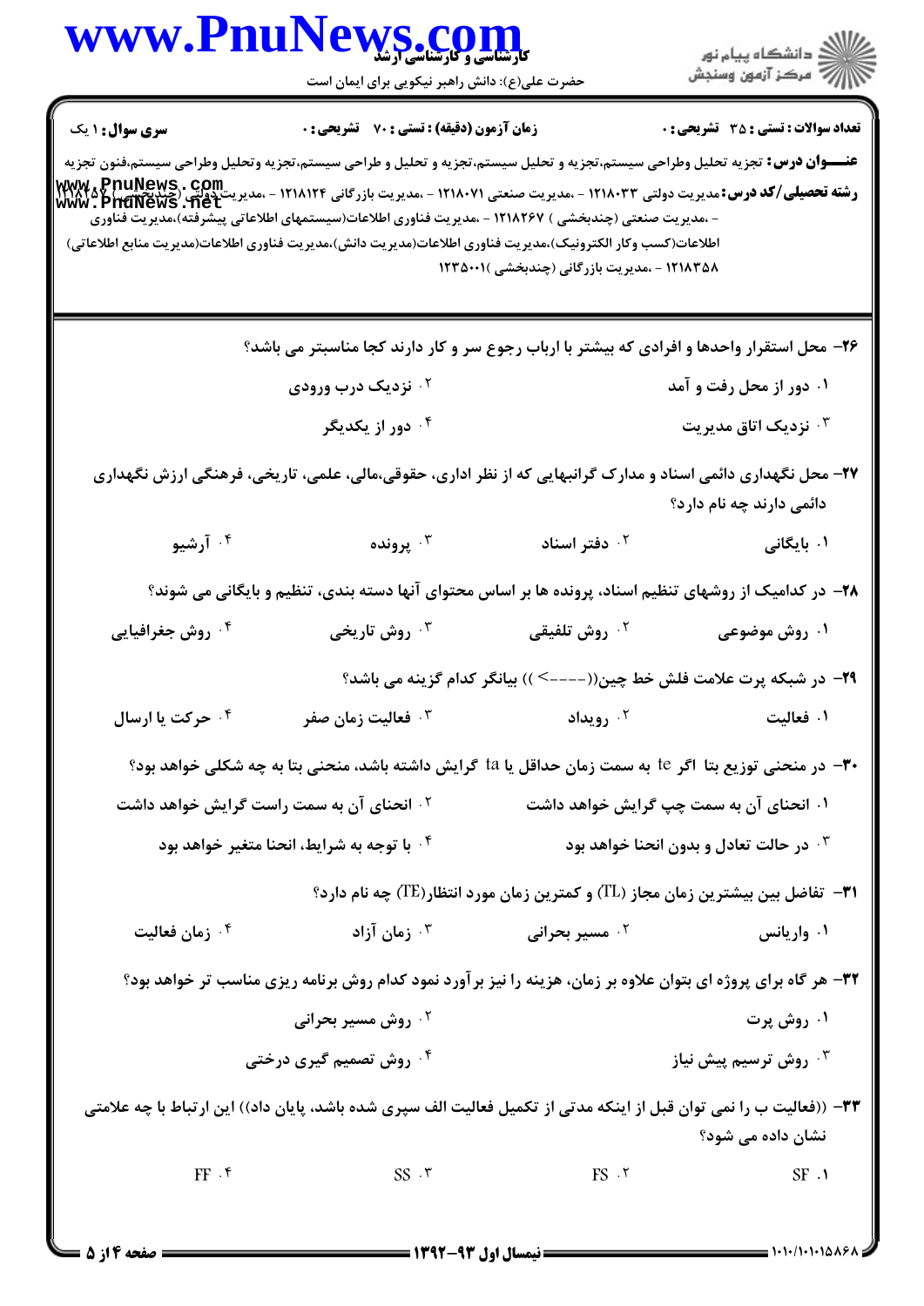**سری سوال:** ۱ یک | **زمان آزمون (دقیقه) : تستی :** ۷۰ **تشریحی :** ۰ | **تعداد سوالات : تستی :** ۳۵ **تشریحی :** ۰

**عنـــوان درس:** تجزیه تحلیل وطراحی سیستم،تجزیه و تحلیل سیستم،تجزیه و تحلیل و طراحی سیستم،تجزیه وتحلیل وطراحی سیستم،فنون تجزیه

**رشته تحصیلی/کد درس:** مدیریت دولتی ۱۲۱۸۰۳۳ - ،مدیریت صنعتی ۱۲۱۸۰۷۱ - ،مدیریت بازرگانی ۱۲۱۸۱۲۴ - ،مدیریت دولتی (چندبخشی ) ۱۲۱۸۱۵۷ - ،مدیریت صنعتی (چندبخشی ) ۱۲۱۸۲۶۷ - ،مدیریت فناوری اطلاعات(سیستمهای اطلاعاتی پیشرفته)،مدیریت فناوری اطلاعات(کسب وکار الکترونیک)،مدیریت فناوری اطلاعات(مدیریت دانش)،مدیریت فناوری اطلاعات(مدیریت منابع اطلاعاتی) ۱۲۱۸۳۵۸ - ،مدیریت بازرگانی (چندبخشی )۱۲۳۵۰۰۱

---

۲۶- محل استقرار واحدها و افرادی که بیشتر با ارباب رجوع سر و کار دارند کجا مناسبتر می باشد؟

۱. دور از محل رفت و آمد
۲. نزدیک درب ورودی
۳. نزدیک اتاق مدیریت
۴. دور از یکدیگر

۲۷- محل نگهداری دائمی اسناد و مدارک گرانبهایی که از نظر اداری، حقوقی،مالی، علمی، تاریخی، فرهنگی ارزش نگهداری دائمی دارند چه نام دارد؟

۱. بایگانی
۲. دفتر اسناد
۳. پرونده
۴. آرشیو

۲۸- در کدامیک از روشهای تنظیم اسناد، پرونده ها بر اساس محتوای آنها دسته بندی، تنظیم و بایگانی می شوند؟

۱. روش موضوعی
۲. روش تلفیقی
۳. روش تاریخی
۴. روش جغرافیایی

۲۹- در شبکه پرت علامت فلش خط چین((<----)) بیانگر کدام گزینه می باشد؟

۱. فعالیت
۲. رویداد
۳. فعالیت زمان صفر
۴. حرکت یا ارسال

۳۰- در منحنی توزیع بتا اگر te به سمت زمان حداقل یا ta گرایش داشته باشد، منحنی بتا به چه شکلی خواهد بود؟

۱. انحنای آن به سمت چپ گرایش خواهد داشت
۲. انحنای آن به سمت راست گرایش خواهد داشت
۳. در حالت تعادل و بدون انحنا خواهد بود
۴. با توجه به شرایط، انحنا متغیر خواهد بود

۳۱- تفاضل بین بیشترین زمان مجاز (TL) و کمترین زمان مورد انتظار(TE) چه نام دارد؟

۱. واریانس
۲. مسیر بحرانی
۳. زمان آزاد
۴. زمان فعالیت

۳۲- هر گاه برای پروژه ای بتوان علاوه بر زمان، هزینه را نیز برآورد نمود کدام روش برنامه ریزی مناسب تر خواهد بود؟

۱. روش پرت
۲. روش مسیر بحرانی
۳. روش ترسیم پیش نیاز
۴. روش تصمیم گیری درختی

۳۳- ((فعالیت ب را نمی توان قبل از اینکه مدتی از تکمیل فعالیت الف سپری شده باشد، پایان داد)) این ارتباط با چه علامتی نشان داده می شود؟

۱. SF
۲. FS
۳. SS
۴. FF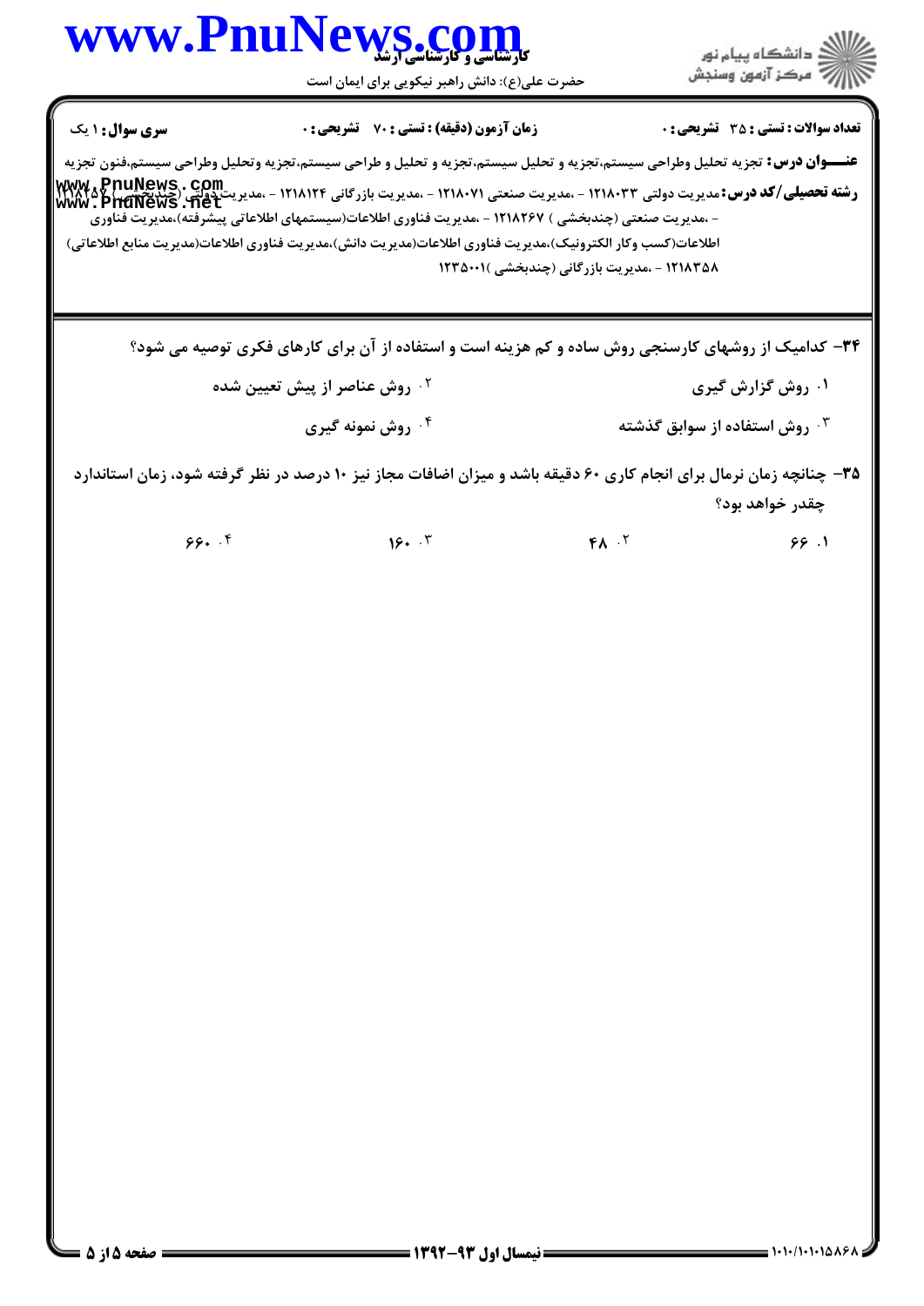**سری سوال:** ۱ یک | **زمان آزمون (دقیقه) : تستی : ۷۰ تشریحی : ۰** | **تعداد سوالات : تستی : ۳۵ تشریحی : ۰**

**عنــــوان درس:** تجزیه تحلیل وطراحی سیستم،تجزیه و تحلیل سیستم،تجزیه و تحلیل و طراحی سیستم،تجزیه وتحلیل وطراحی سیستم،فنون تجزیه

**رشته تحصیلی/کد درس:** مدیریت دولتی ۱۲۱۸۰۳۳ - ،مدیریت صنعتی ۱۲۱۸۰۷۱ - ،مدیریت بازرگانی ۱۲۱۸۱۲۴ - ،مدیریت دولتی (چندبخشی ) ۱۲۱۸۲۵۷ - ،مدیریت صنعتی (چندبخشی ) ۱۲۱۸۲۶۷ - ،مدیریت فناوری اطلاعات(سیستمهای اطلاعاتی پیشرفته)،مدیریت فناوری اطلاعات(کسب وکار الکترونیک)،مدیریت فناوری اطلاعات(مدیریت دانش)،مدیریت فناوری اطلاعات(مدیریت منابع اطلاعاتی) ۱۲۱۸۳۵۸ - ،مدیریت بازرگانی (چندبخشی )۱۲۳۵۰۰۱

**۳۴-** کدامیک از روشهای کارسنجی روش ساده و کم هزینه است و استفاده از آن برای کارهای فکری توصیه می شود؟

۱. روش گزارش گیری

۲. روش عناصر از پیش تعیین شده

۳. روش استفاده از سوابق گذشته

۴. روش نمونه گیری

**۳۵-** چنانچه زمان نرمال برای انجام کاری ۶۰ دقیقه باشد و میزان اضافات مجاز نیز ۱۰ درصد در نظر گرفته شود، زمان استاندارد چقدر خواهد بود؟

۱. ۶۶

۲. ۴۸

۳. ۱۶۰

۴. ۶۶۰